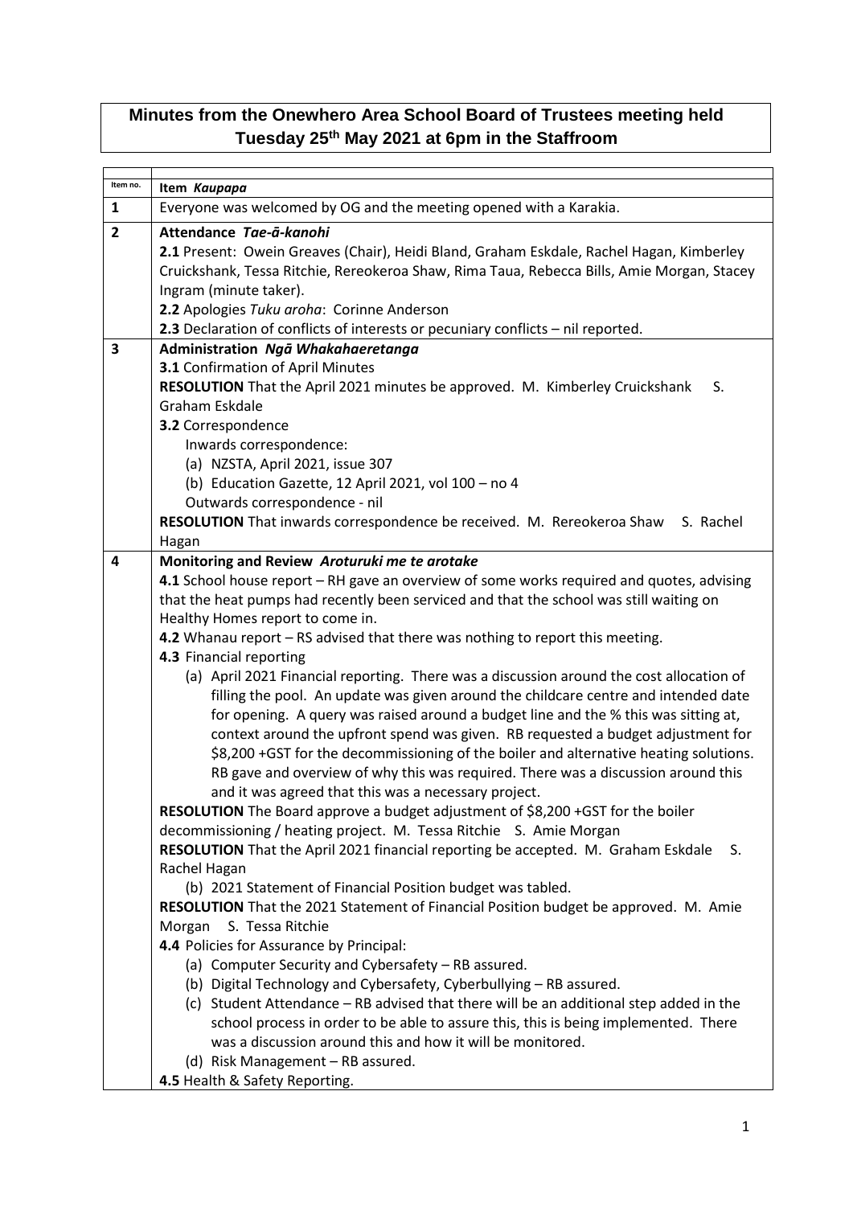# Minutes from the Onewhero Area School Board of Trustees meeting held Tuesday 25th May 2021 at 6pm in the Staffroom

| Item no. | Item *Kaupapa* |
|---|---|
| 1 | Everyone was welcomed by OG and the meeting opened with a Karakia. |
| 2 | **Attendance** ***Tae-ā-kanohi***<br>**2.1** Present: Owein Greaves (Chair), Heidi Bland, Graham Eskdale, Rachel Hagan, Kimberley Cruickshank, Tessa Ritchie, Rereokeroa Shaw, Rima Taua, Rebecca Bills, Amie Morgan, Stacey Ingram (minute taker).<br>**2.2** Apologies *Tuku aroha*: Corinne Anderson<br>**2.3** Declaration of conflicts of interests or pecuniary conflicts – nil reported. |
| 3 | **Administration** ***Ngā Whakahaeretanga***<br>**3.1** Confirmation of April Minutes<br>**RESOLUTION** That the April 2021 minutes be approved. M. Kimberley Cruickshank S. Graham Eskdale<br>**3.2** Correspondence<br>Inwards correspondence:<br>(a) NZSTA, April 2021, issue 307<br>(b) Education Gazette, 12 April 2021, vol 100 – no 4<br>Outwards correspondence - nil<br>**RESOLUTION** That inwards correspondence be received. M. Rereokeroa Shaw S. Rachel Hagan |
| 4 | **Monitoring and Review** ***Aroturuki me te arotake***<br>**4.1** School house report – RH gave an overview of some works required and quotes, advising that the heat pumps had recently been serviced and that the school was still waiting on Healthy Homes report to come in.<br>**4.2** Whanau report – RS advised that there was nothing to report this meeting.<br>**4.3** Financial reporting<br>(a) April 2021 Financial reporting. There was a discussion around the cost allocation of filling the pool. An update was given around the childcare centre and intended date for opening. A query was raised around a budget line and the % this was sitting at, context around the upfront spend was given. RB requested a budget adjustment for \$8,200 +GST for the decommissioning of the boiler and alternative heating solutions. RB gave and overview of why this was required. There was a discussion around this and it was agreed that this was a necessary project.<br>**RESOLUTION** The Board approve a budget adjustment of \$8,200 +GST for the boiler decommissioning / heating project. M. Tessa Ritchie S. Amie Morgan<br>**RESOLUTION** That the April 2021 financial reporting be accepted. M. Graham Eskdale S. Rachel Hagan<br>(b) 2021 Statement of Financial Position budget was tabled.<br>**RESOLUTION** That the 2021 Statement of Financial Position budget be approved. M. Amie Morgan S. Tessa Ritchie<br>**4.4** Policies for Assurance by Principal:<br>(a) Computer Security and Cybersafety – RB assured.<br>(b) Digital Technology and Cybersafety, Cyberbullying – RB assured.<br>(c) Student Attendance – RB advised that there will be an additional step added in the school process in order to be able to assure this, this is being implemented. There was a discussion around this and how it will be monitored.<br>(d) Risk Management – RB assured.<br>**4.5** Health & Safety Reporting. |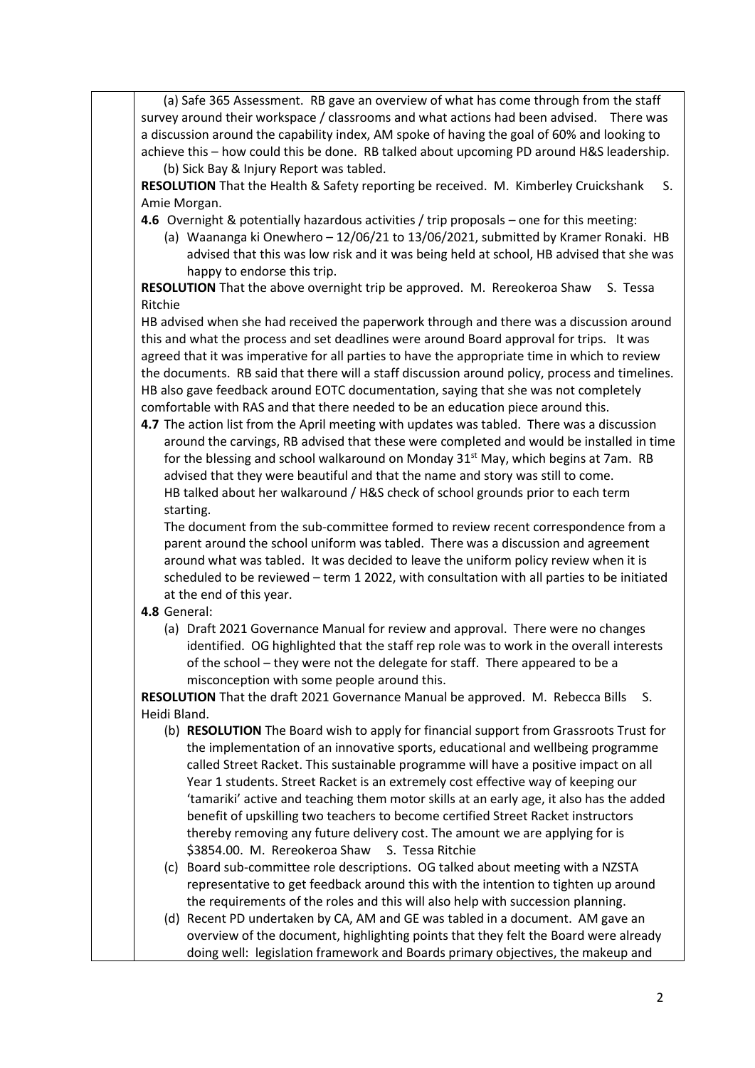(a) Safe 365 Assessment. RB gave an overview of what has come through from the staff survey around their workspace / classrooms and what actions had been advised. There was a discussion around the capability index, AM spoke of having the goal of 60% and looking to achieve this – how could this be done. RB talked about upcoming PD around H&S leadership.

(b) Sick Bay & Injury Report was tabled.

**RESOLUTION** That the Health & Safety reporting be received. M. Kimberley Cruickshank S. Amie Morgan.

**4.6** Overnight & potentially hazardous activities / trip proposals – one for this meeting:

(a) Waananga ki Onewhero – 12/06/21 to 13/06/2021, submitted by Kramer Ronaki. HB advised that this was low risk and it was being held at school, HB advised that she was happy to endorse this trip.

**RESOLUTION** That the above overnight trip be approved. M. Rereokeroa Shaw S. Tessa Ritchie

HB advised when she had received the paperwork through and there was a discussion around this and what the process and set deadlines were around Board approval for trips. It was agreed that it was imperative for all parties to have the appropriate time in which to review the documents. RB said that there will a staff discussion around policy, process and timelines. HB also gave feedback around EOTC documentation, saying that she was not completely comfortable with RAS and that there needed to be an education piece around this.

**4.7** The action list from the April meeting with updates was tabled. There was a discussion around the carvings, RB advised that these were completed and would be installed in time for the blessing and school walkaround on Monday 31st May, which begins at 7am. RB advised that they were beautiful and that the name and story was still to come.

HB talked about her walkaround / H&S check of school grounds prior to each term starting.

The document from the sub-committee formed to review recent correspondence from a parent around the school uniform was tabled. There was a discussion and agreement around what was tabled. It was decided to leave the uniform policy review when it is scheduled to be reviewed – term 1 2022, with consultation with all parties to be initiated at the end of this year.

**4.8** General:

(a) Draft 2021 Governance Manual for review and approval. There were no changes identified. OG highlighted that the staff rep role was to work in the overall interests of the school – they were not the delegate for staff. There appeared to be a misconception with some people around this.

**RESOLUTION** That the draft 2021 Governance Manual be approved. M. Rebecca Bills S. Heidi Bland.

(b) **RESOLUTION** The Board wish to apply for financial support from Grassroots Trust for the implementation of an innovative sports, educational and wellbeing programme called Street Racket. This sustainable programme will have a positive impact on all Year 1 students. Street Racket is an extremely cost effective way of keeping our 'tamariki' active and teaching them motor skills at an early age, it also has the added benefit of upskilling two teachers to become certified Street Racket instructors thereby removing any future delivery cost. The amount we are applying for is $3854.00. M. Rereokeroa Shaw S. Tessa Ritchie

(c) Board sub-committee role descriptions. OG talked about meeting with a NZSTA representative to get feedback around this with the intention to tighten up around the requirements of the roles and this will also help with succession planning.

(d) Recent PD undertaken by CA, AM and GE was tabled in a document. AM gave an overview of the document, highlighting points that they felt the Board were already doing well: legislation framework and Boards primary objectives, the makeup and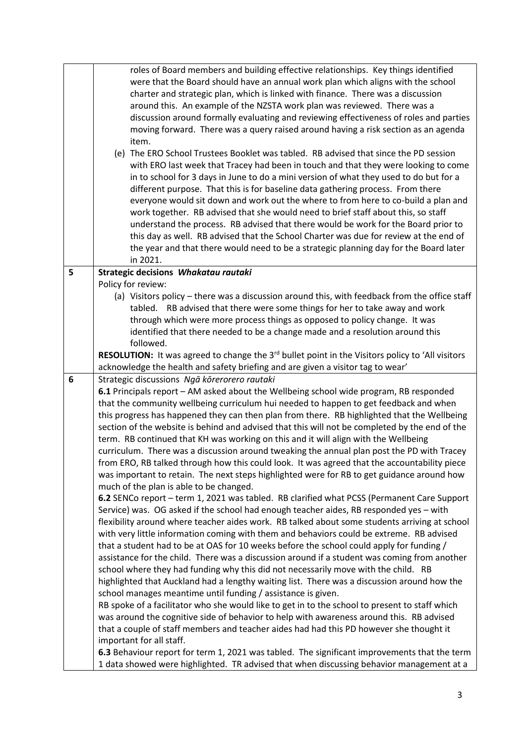| | |
|---|---|
| | roles of Board members and building effective relationships. Key things identified were that the Board should have an annual work plan which aligns with the school charter and strategic plan, which is linked with finance. There was a discussion around this. An example of the NZSTA work plan was reviewed. There was a discussion around formally evaluating and reviewing effectiveness of roles and parties moving forward. There was a query raised around having a risk section as an agenda item.<br>(e) The ERO School Trustees Booklet was tabled. RB advised that since the PD session with ERO last week that Tracey had been in touch and that they were looking to come in to school for 3 days in June to do a mini version of what they used to do but for a different purpose. That this is for baseline data gathering process. From there everyone would sit down and work out the where to from here to co-build a plan and work together. RB advised that she would need to brief staff about this, so staff understand the process. RB advised that there would be work for the Board prior to this day as well. RB advised that the School Charter was due for review at the end of the year and that there would need to be a strategic planning day for the Board later in 2021. |
| **5** | **Strategic decisions** ***Whakatau rautaki***<br>Policy for review:<br>(a) Visitors policy – there was a discussion around this, with feedback from the office staff tabled. RB advised that there were some things for her to take away and work through which were more process things as opposed to policy change. It was identified that there needed to be a change made and a resolution around this followed.<br>**RESOLUTION:** It was agreed to change the 3rd bullet point in the Visitors policy to 'All visitors acknowledge the health and safety briefing and are given a visitor tag to wear' |
| **6** | Strategic discussions *Ngā kōrerorero rautaki*<br>**6.1** Principals report – AM asked about the Wellbeing school wide program, RB responded that the community wellbeing curriculum hui needed to happen to get feedback and when this progress has happened they can then plan from there. RB highlighted that the Wellbeing section of the website is behind and advised that this will not be completed by the end of the term. RB continued that KH was working on this and it will align with the Wellbeing curriculum. There was a discussion around tweaking the annual plan post the PD with Tracey from ERO, RB talked through how this could look. It was agreed that the accountability piece was important to retain. The next steps highlighted were for RB to get guidance around how much of the plan is able to be changed.<br>**6.2** SENCo report – term 1, 2021 was tabled. RB clarified what PCSS (Permanent Care Support Service) was. OG asked if the school had enough teacher aides, RB responded yes – with flexibility around where teacher aides work. RB talked about some students arriving at school with very little information coming with them and behaviors could be extreme. RB advised that a student had to be at OAS for 10 weeks before the school could apply for funding / assistance for the child. There was a discussion around if a student was coming from another school where they had funding why this did not necessarily move with the child. RB highlighted that Auckland had a lengthy waiting list. There was a discussion around how the school manages meantime until funding / assistance is given.<br>RB spoke of a facilitator who she would like to get in to the school to present to staff which was around the cognitive side of behavior to help with awareness around this. RB advised that a couple of staff members and teacher aides had had this PD however she thought it important for all staff.<br>**6.3** Behaviour report for term 1, 2021 was tabled. The significant improvements that the term 1 data showed were highlighted. TR advised that when discussing behavior management at a |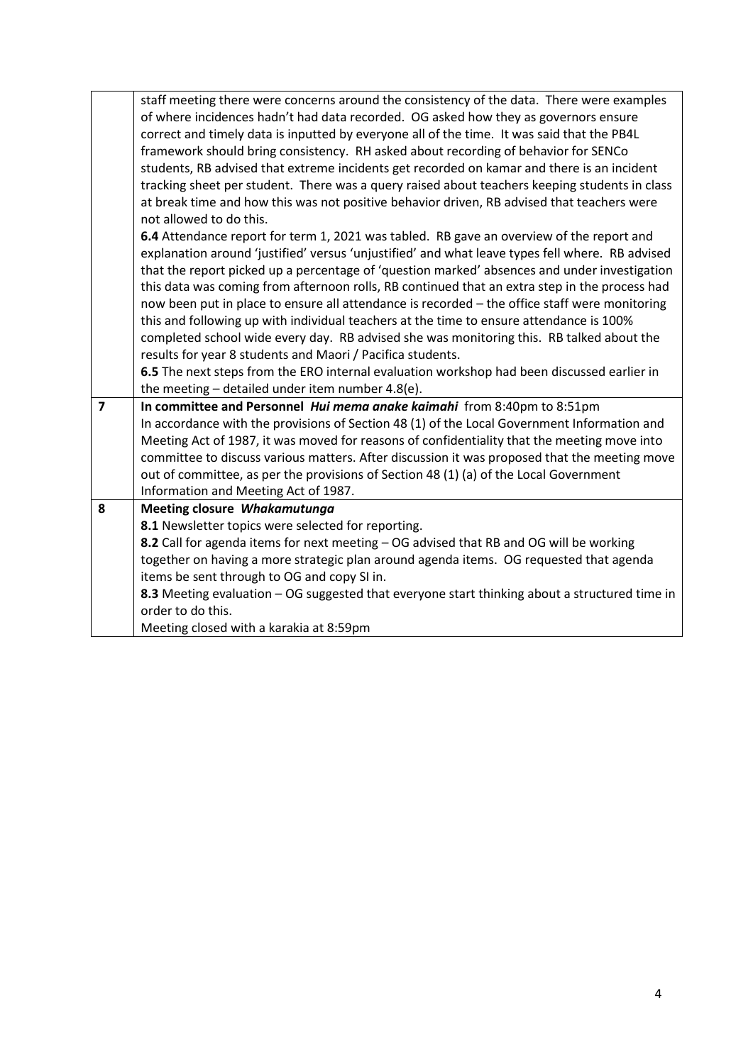| | |
|---|---|
| | staff meeting there were concerns around the consistency of the data. There were examples of where incidences hadn't had data recorded. OG asked how they as governors ensure correct and timely data is inputted by everyone all of the time. It was said that the PB4L framework should bring consistency. RH asked about recording of behavior for SENCo students, RB advised that extreme incidents get recorded on kamar and there is an incident tracking sheet per student. There was a query raised about teachers keeping students in class at break time and how this was not positive behavior driven, RB advised that teachers were not allowed to do this.<br>**6.4** Attendance report for term 1, 2021 was tabled. RB gave an overview of the report and explanation around 'justified' versus 'unjustified' and what leave types fell where. RB advised that the report picked up a percentage of 'question marked' absences and under investigation this data was coming from afternoon rolls, RB continued that an extra step in the process had now been put in place to ensure all attendance is recorded – the office staff were monitoring this and following up with individual teachers at the time to ensure attendance is 100% completed school wide every day. RB advised she was monitoring this. RB talked about the results for year 8 students and Maori / Pacifica students.<br>**6.5** The next steps from the ERO internal evaluation workshop had been discussed earlier in the meeting – detailed under item number 4.8(e). |
| **7** | **In committee and Personnel** ***Hui mema anake kaimahi*** from 8:40pm to 8:51pm<br>In accordance with the provisions of Section 48 (1) of the Local Government Information and Meeting Act of 1987, it was moved for reasons of confidentiality that the meeting move into committee to discuss various matters. After discussion it was proposed that the meeting move out of committee, as per the provisions of Section 48 (1) (a) of the Local Government Information and Meeting Act of 1987. |
| **8** | **Meeting closure** ***Whakamutunga***<br>**8.1** Newsletter topics were selected for reporting.<br>**8.2** Call for agenda items for next meeting – OG advised that RB and OG will be working together on having a more strategic plan around agenda items. OG requested that agenda items be sent through to OG and copy SI in.<br>**8.3** Meeting evaluation – OG suggested that everyone start thinking about a structured time in order to do this.<br>Meeting closed with a karakia at 8:59pm |